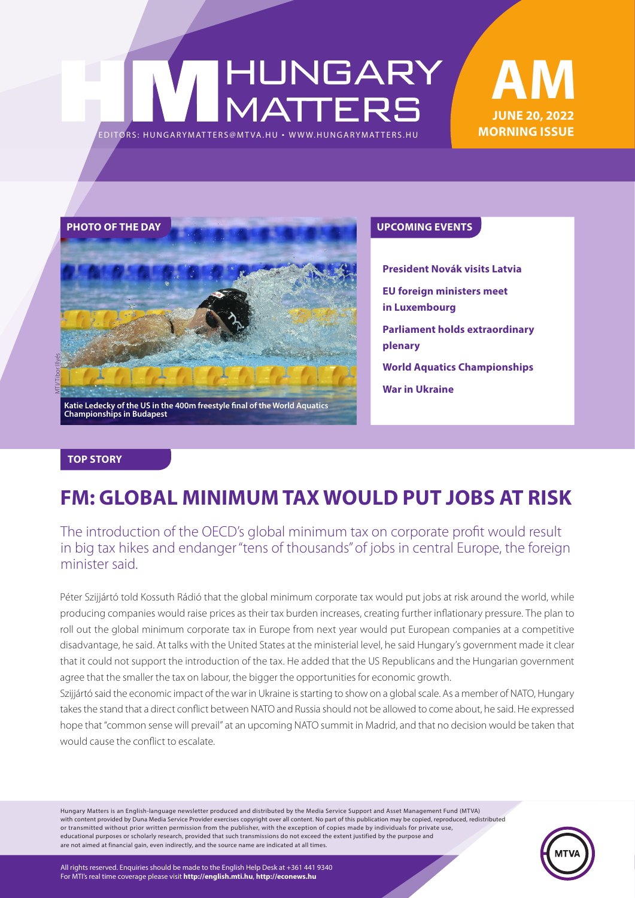# HUNGARY MATTERS

EDITORS: HUNGARYMATTERS@MTVA.HU • WWW.HUNGARYMATTERS.HU

**AM**
**JUNE 20, 2022**
**MORNING ISSUE**

## PHOTO OF THE DAY

MTI/Tibor Illyés

Katie Ledecky of the US in the 400m freestyle final of the World Aquatics Championships in Budapest

## UPCOMING EVENTS

- **President Novák visits Latvia**
- **EU foreign ministers meet in Luxembourg**
- **Parliament holds extraordinary plenary**
- **World Aquatics Championships**
- **War in Ukraine**

## TOP STORY

# FM: GLOBAL MINIMUM TAX WOULD PUT JOBS AT RISK

The introduction of the OECD's global minimum tax on corporate profit would result in big tax hikes and endanger "tens of thousands" of jobs in central Europe, the foreign minister said.

Péter Szijjártó told Kossuth Rádió that the global minimum corporate tax would put jobs at risk around the world, while producing companies would raise prices as their tax burden increases, creating further inflationary pressure. The plan to roll out the global minimum corporate tax in Europe from next year would put European companies at a competitive disadvantage, he said. At talks with the United States at the ministerial level, he said Hungary's government made it clear that it could not support the introduction of the tax. He added that the US Republicans and the Hungarian government agree that the smaller the tax on labour, the bigger the opportunities for economic growth.

Szijjártó said the economic impact of the war in Ukraine is starting to show on a global scale. As a member of NATO, Hungary takes the stand that a direct conflict between NATO and Russia should not be allowed to come about, he said. He expressed hope that "common sense will prevail" at an upcoming NATO summit in Madrid, and that no decision would be taken that would cause the conflict to escalate.

Hungary Matters is an English-language newsletter produced and distributed by the Media Service Support and Asset Management Fund (MTVA) with content provided by Duna Media Service Provider exercises copyright over all content. No part of this publication may be copied, reproduced, redistributed or transmitted without prior written permission from the publisher, with the exception of copies made by individuals for private use, educational purposes or scholarly research, provided that such transmissions do not exceed the extent justified by the purpose and are not aimed at financial gain, even indirectly, and the source name are indicated at all times.

All rights reserved. Enquiries should be made to the English Help Desk at +361 441 9340
For MTI's real time coverage please visit **http://english.mti.hu**, **http://econews.hu**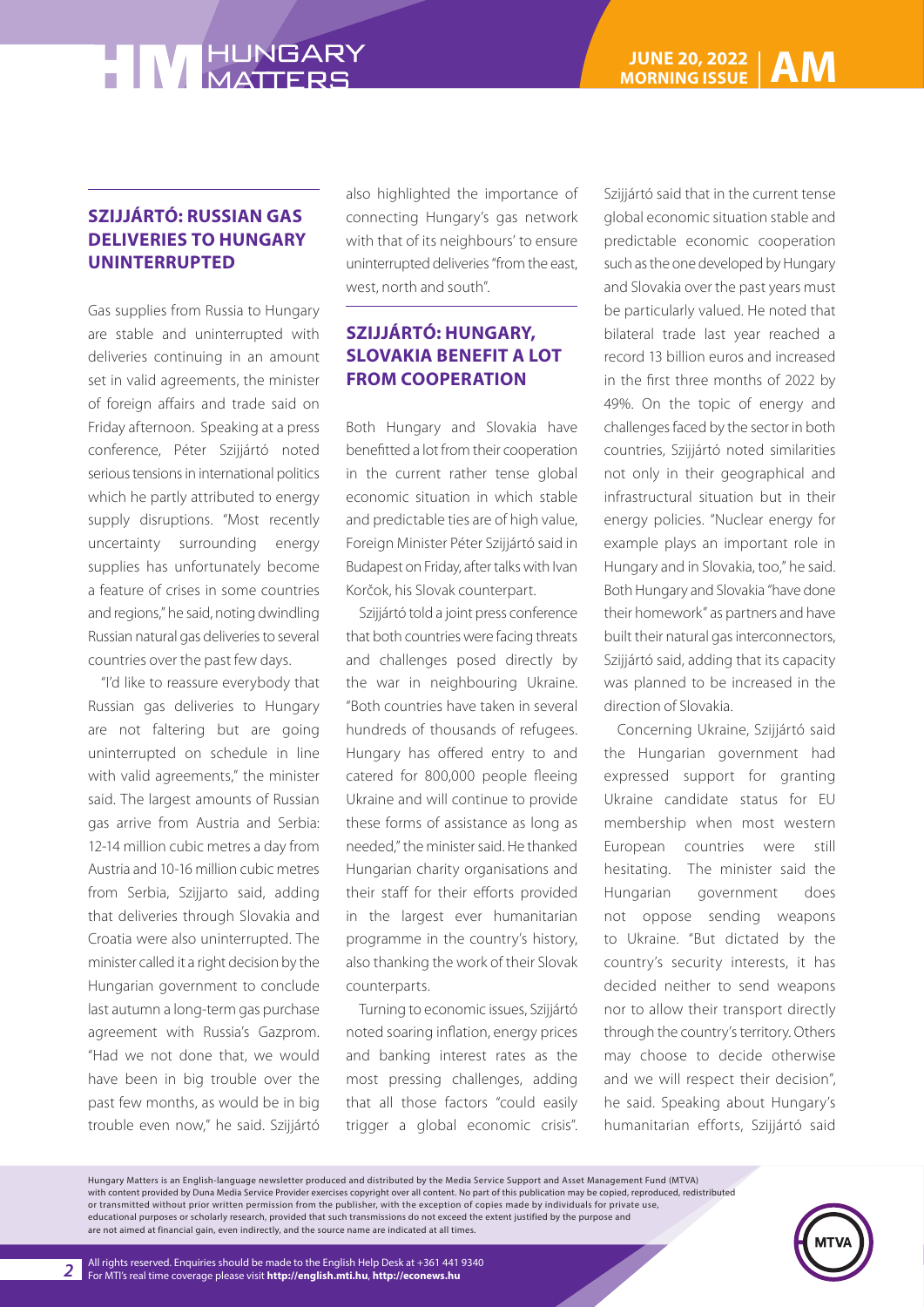## SZIJJÁRTÓ: RUSSIAN GAS DELIVERIES TO HUNGARY UNINTERRUPTED

Gas supplies from Russia to Hungary are stable and uninterrupted with deliveries continuing in an amount set in valid agreements, the minister of foreign affairs and trade said on Friday afternoon. Speaking at a press conference, Péter Szijjártó noted serious tensions in international politics which he partly attributed to energy supply disruptions. "Most recently uncertainty surrounding energy supplies has unfortunately become a feature of crises in some countries and regions," he said, noting dwindling Russian natural gas deliveries to several countries over the past few days.

"I'd like to reassure everybody that Russian gas deliveries to Hungary are not faltering but are going uninterrupted on schedule in line with valid agreements," the minister said. The largest amounts of Russian gas arrive from Austria and Serbia: 12-14 million cubic metres a day from Austria and 10-16 million cubic metres from Serbia, Szijjarto said, adding that deliveries through Slovakia and Croatia were also uninterrupted. The minister called it a right decision by the Hungarian government to conclude last autumn a long-term gas purchase agreement with Russia's Gazprom. "Had we not done that, we would have been in big trouble over the past few months, as would be in big trouble even now," he said. Szijjártó also highlighted the importance of connecting Hungary's gas network with that of its neighbours' to ensure uninterrupted deliveries "from the east, west, north and south".

## SZIJJÁRTÓ: HUNGARY, SLOVAKIA BENEFIT A LOT FROM COOPERATION

Both Hungary and Slovakia have benefitted a lot from their cooperation in the current rather tense global economic situation in which stable and predictable ties are of high value, Foreign Minister Péter Szijjártó said in Budapest on Friday, after talks with Ivan Korčok, his Slovak counterpart.

Szijjártó told a joint press conference that both countries were facing threats and challenges posed directly by the war in neighbouring Ukraine. "Both countries have taken in several hundreds of thousands of refugees. Hungary has offered entry to and catered for 800,000 people fleeing Ukraine and will continue to provide these forms of assistance as long as needed," the minister said. He thanked Hungarian charity organisations and their staff for their efforts provided in the largest ever humanitarian programme in the country's history, also thanking the work of their Slovak counterparts.

Turning to economic issues, Szijjártó noted soaring inflation, energy prices and banking interest rates as the most pressing challenges, adding that all those factors "could easily trigger a global economic crisis". Szijjártó said that in the current tense global economic situation stable and predictable economic cooperation such as the one developed by Hungary and Slovakia over the past years must be particularly valued. He noted that bilateral trade last year reached a record 13 billion euros and increased in the first three months of 2022 by 49%. On the topic of energy and challenges faced by the sector in both countries, Szijjártó noted similarities not only in their geographical and infrastructural situation but in their energy policies. "Nuclear energy for example plays an important role in Hungary and in Slovakia, too," he said. Both Hungary and Slovakia "have done their homework" as partners and have built their natural gas interconnectors, Szijjártó said, adding that its capacity was planned to be increased in the direction of Slovakia.

Concerning Ukraine, Szijjártó said the Hungarian government had expressed support for granting Ukraine candidate status for EU membership when most western European countries were still hesitating. The minister said the Hungarian government does not oppose sending weapons to Ukraine. "But dictated by the country's security interests, it has decided neither to send weapons nor to allow their transport directly through the country's territory. Others may choose to decide otherwise and we will respect their decision", he said. Speaking about Hungary's humanitarian efforts, Szijjártó said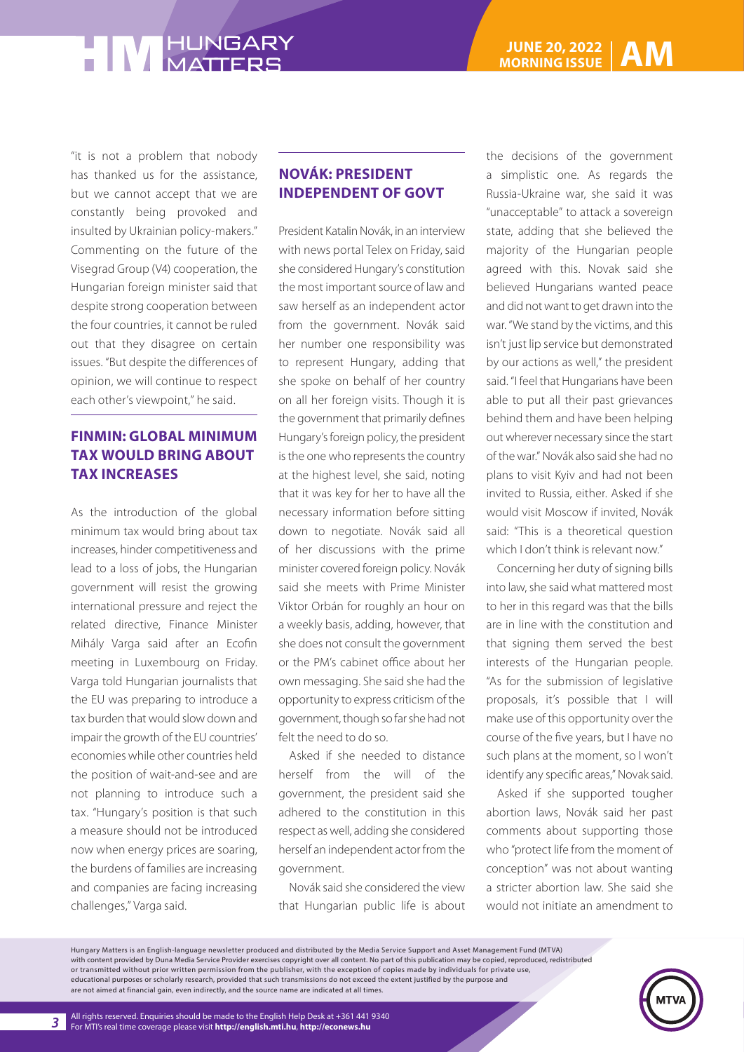"it is not a problem that nobody has thanked us for the assistance, but we cannot accept that we are constantly being provoked and insulted by Ukrainian policy-makers." Commenting on the future of the Visegrad Group (V4) cooperation, the Hungarian foreign minister said that despite strong cooperation between the four countries, it cannot be ruled out that they disagree on certain issues. "But despite the differences of opinion, we will continue to respect each other's viewpoint," he said.

## FINMIN: GLOBAL MINIMUM TAX WOULD BRING ABOUT TAX INCREASES

As the introduction of the global minimum tax would bring about tax increases, hinder competitiveness and lead to a loss of jobs, the Hungarian government will resist the growing international pressure and reject the related directive, Finance Minister Mihály Varga said after an Ecofin meeting in Luxembourg on Friday. Varga told Hungarian journalists that the EU was preparing to introduce a tax burden that would slow down and impair the growth of the EU countries' economies while other countries held the position of wait-and-see and are not planning to introduce such a tax. "Hungary's position is that such a measure should not be introduced now when energy prices are soaring, the burdens of families are increasing and companies are facing increasing challenges," Varga said.

## NOVÁK: PRESIDENT INDEPENDENT OF GOVT

President Katalin Novák, in an interview with news portal Telex on Friday, said she considered Hungary's constitution the most important source of law and saw herself as an independent actor from the government. Novák said her number one responsibility was to represent Hungary, adding that she spoke on behalf of her country on all her foreign visits. Though it is the government that primarily defines Hungary's foreign policy, the president is the one who represents the country at the highest level, she said, noting that it was key for her to have all the necessary information before sitting down to negotiate. Novák said all of her discussions with the prime minister covered foreign policy. Novák said she meets with Prime Minister Viktor Orbán for roughly an hour on a weekly basis, adding, however, that she does not consult the government or the PM's cabinet office about her own messaging. She said she had the opportunity to express criticism of the government, though so far she had not felt the need to do so.

Asked if she needed to distance herself from the will of the government, the president said she adhered to the constitution in this respect as well, adding she considered herself an independent actor from the government.

Novák said she considered the view that Hungarian public life is about the decisions of the government a simplistic one. As regards the Russia-Ukraine war, she said it was "unacceptable" to attack a sovereign state, adding that she believed the majority of the Hungarian people agreed with this. Novak said she believed Hungarians wanted peace and did not want to get drawn into the war. "We stand by the victims, and this isn't just lip service but demonstrated by our actions as well," the president said. "I feel that Hungarians have been able to put all their past grievances behind them and have been helping out wherever necessary since the start of the war." Novák also said she had no plans to visit Kyiv and had not been invited to Russia, either. Asked if she would visit Moscow if invited, Novák said: "This is a theoretical question which I don't think is relevant now."

Concerning her duty of signing bills into law, she said what mattered most to her in this regard was that the bills are in line with the constitution and that signing them served the best interests of the Hungarian people. "As for the submission of legislative proposals, it's possible that I will make use of this opportunity over the course of the five years, but I have no such plans at the moment, so I won't identify any specific areas," Novak said.

Asked if she supported tougher abortion laws, Novák said her past comments about supporting those who "protect life from the moment of conception" was not about wanting a stricter abortion law. She said she would not initiate an amendment to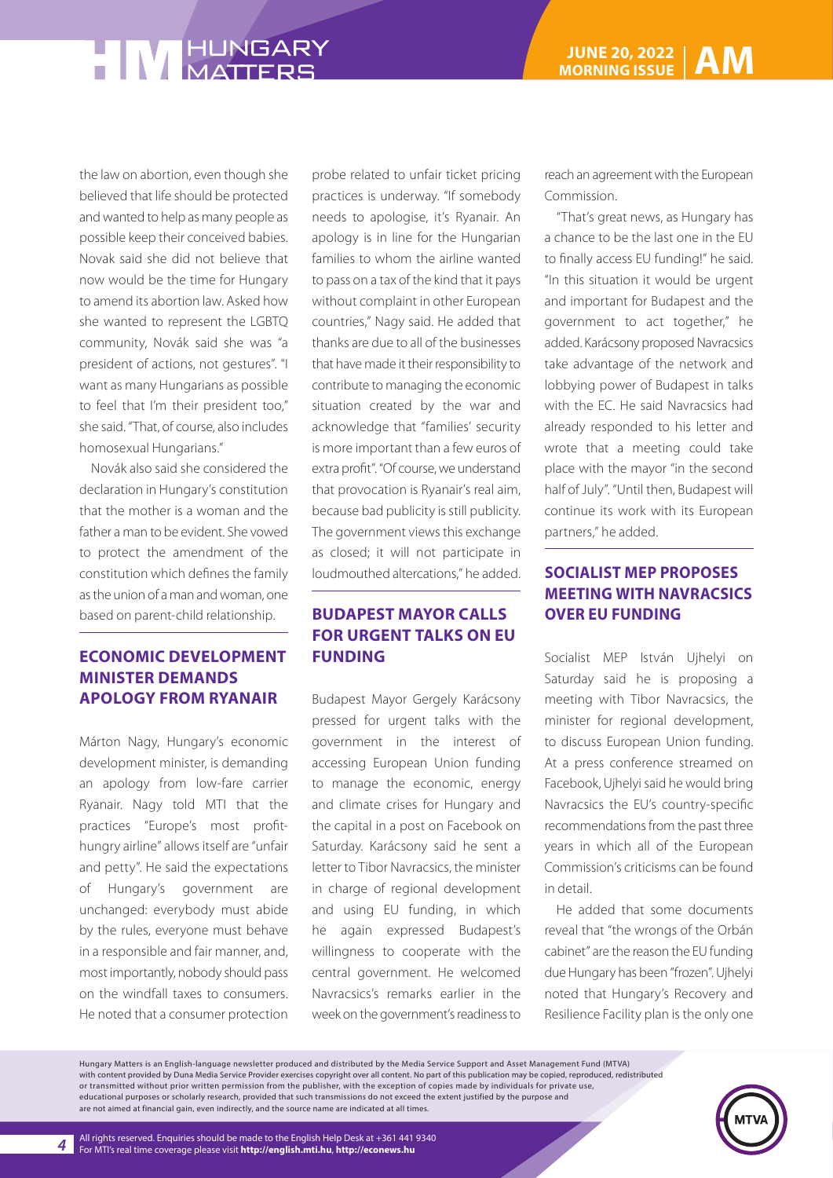the law on abortion, even though she believed that life should be protected and wanted to help as many people as possible keep their conceived babies. Novak said she did not believe that now would be the time for Hungary to amend its abortion law. Asked how she wanted to represent the LGBTQ community, Novák said she was "a president of actions, not gestures". "I want as many Hungarians as possible to feel that I'm their president too," she said. "That, of course, also includes homosexual Hungarians."

Novák also said she considered the declaration in Hungary's constitution that the mother is a woman and the father a man to be evident. She vowed to protect the amendment of the constitution which defines the family as the union of a man and woman, one based on parent-child relationship.

## ECONOMIC DEVELOPMENT MINISTER DEMANDS APOLOGY FROM RYANAIR

Márton Nagy, Hungary's economic development minister, is demanding an apology from low-fare carrier Ryanair. Nagy told MTI that the practices "Europe's most profit-hungry airline" allows itself are "unfair and petty". He said the expectations of Hungary's government are unchanged: everybody must abide by the rules, everyone must behave in a responsible and fair manner, and, most importantly, nobody should pass on the windfall taxes to consumers. He noted that a consumer protection probe related to unfair ticket pricing practices is underway. "If somebody needs to apologise, it's Ryanair. An apology is in line for the Hungarian families to whom the airline wanted to pass on a tax of the kind that it pays without complaint in other European countries," Nagy said. He added that thanks are due to all of the businesses that have made it their responsibility to contribute to managing the economic situation created by the war and acknowledge that "families' security is more important than a few euros of extra profit". "Of course, we understand that provocation is Ryanair's real aim, because bad publicity is still publicity. The government views this exchange as closed; it will not participate in loudmouthed altercations," he added.

## BUDAPEST MAYOR CALLS FOR URGENT TALKS ON EU FUNDING

Budapest Mayor Gergely Karácsony pressed for urgent talks with the government in the interest of accessing European Union funding to manage the economic, energy and climate crises for Hungary and the capital in a post on Facebook on Saturday. Karácsony said he sent a letter to Tibor Navracsics, the minister in charge of regional development and using EU funding, in which he again expressed Budapest's willingness to cooperate with the central government. He welcomed Navracsics's remarks earlier in the week on the government's readiness to reach an agreement with the European Commission.

"That's great news, as Hungary has a chance to be the last one in the EU to finally access EU funding!" he said. "In this situation it would be urgent and important for Budapest and the government to act together," he added. Karácsony proposed Navracsics take advantage of the network and lobbying power of Budapest in talks with the EC. He said Navracsics had already responded to his letter and wrote that a meeting could take place with the mayor "in the second half of July". "Until then, Budapest will continue its work with its European partners," he added.

## SOCIALIST MEP PROPOSES MEETING WITH NAVRACSICS OVER EU FUNDING

Socialist MEP István Ujhelyi on Saturday said he is proposing a meeting with Tibor Navracsics, the minister for regional development, to discuss European Union funding. At a press conference streamed on Facebook, Ujhelyi said he would bring Navracsics the EU's country-specific recommendations from the past three years in which all of the European Commission's criticisms can be found in detail.

He added that some documents reveal that "the wrongs of the Orbán cabinet" are the reason the EU funding due Hungary has been "frozen". Ujhelyi noted that Hungary's Recovery and Resilience Facility plan is the only one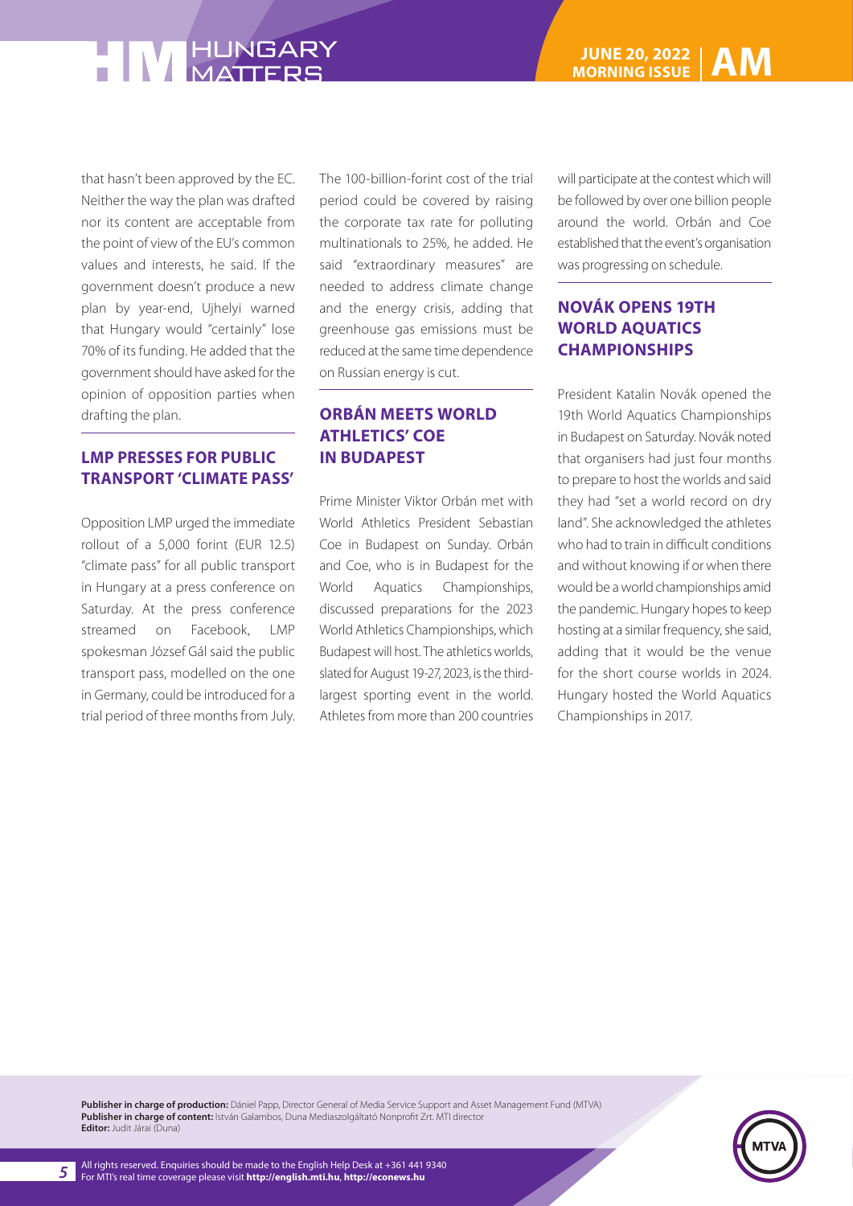that hasn't been approved by the EC. Neither the way the plan was drafted nor its content are acceptable from the point of view of the EU's common values and interests, he said. If the government doesn't produce a new plan by year-end, Ujhelyi warned that Hungary would "certainly" lose 70% of its funding. He added that the government should have asked for the opinion of opposition parties when drafting the plan.

## LMP PRESSES FOR PUBLIC TRANSPORT 'CLIMATE PASS'

Opposition LMP urged the immediate rollout of a 5,000 forint (EUR 12.5) "climate pass" for all public transport in Hungary at a press conference on Saturday. At the press conference streamed on Facebook, LMP spokesman József Gál said the public transport pass, modelled on the one in Germany, could be introduced for a trial period of three months from July. The 100-billion-forint cost of the trial period could be covered by raising the corporate tax rate for polluting multinationals to 25%, he added. He said "extraordinary measures" are needed to address climate change and the energy crisis, adding that greenhouse gas emissions must be reduced at the same time dependence on Russian energy is cut.

## ORBÁN MEETS WORLD ATHLETICS' COE IN BUDAPEST

Prime Minister Viktor Orbán met with World Athletics President Sebastian Coe in Budapest on Sunday. Orbán and Coe, who is in Budapest for the World Aquatics Championships, discussed preparations for the 2023 World Athletics Championships, which Budapest will host. The athletics worlds, slated for August 19-27, 2023, is the third-largest sporting event in the world. Athletes from more than 200 countries will participate at the contest which will be followed by over one billion people around the world. Orbán and Coe established that the event's organisation was progressing on schedule.

## NOVÁK OPENS 19TH WORLD AQUATICS CHAMPIONSHIPS

President Katalin Novák opened the 19th World Aquatics Championships in Budapest on Saturday. Novák noted that organisers had just four months to prepare to host the worlds and said they had "set a world record on dry land". She acknowledged the athletes who had to train in difficult conditions and without knowing if or when there would be a world championships amid the pandemic. Hungary hopes to keep hosting at a similar frequency, she said, adding that it would be the venue for the short course worlds in 2024. Hungary hosted the World Aquatics Championships in 2017.

**Publisher in charge of production:** Dániel Papp, Director General of Media Service Support and Asset Management Fund (MTVA)
**Publisher in charge of content:** István Galambos, Duna Médiaszolgáltató Nonprofit Zrt. MTI director
**Editor:** Judit Járai (Duna)

All rights reserved. Enquiries should be made to the English Help Desk at +361 441 9340
For MTI's real time coverage please visit **http://english.mti.hu**, **http://econews.hu**